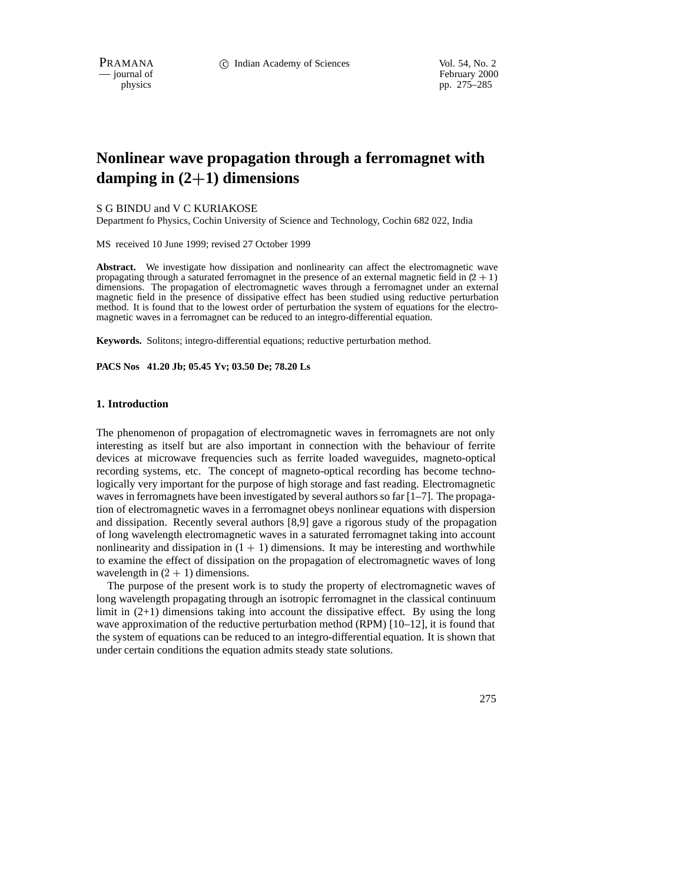# Nonlinear wave propagation through a ferromagnet with damping in (2+1) dimensions

S G BINDU and V C KURIAKOSE

Department fo Physics, Cochin University of Science and Technology, Cochin 682 022, India

MS received 10 June 1999; revised 27 October 1999

**Abstract.** We investigate how dissipation and nonlinearity can affect the electromagnetic wave propagating through a saturated ferromagnet in the presence of an external magnetic field in $(2+1)$ dimensions. The propagation of electromagnetic waves through a ferromagnet under an external magnetic field in the presence of dissipative effect has been studied using reductive perturbation method. It is found that to the lowest order of perturbation the system of equations for the electromagnetic waves in a ferromagnet can be reduced to an integro-differential equation.

**Keywords.** Solitons; integro-differential equations; reductive perturbation method.

**PACS Nos 41.20 Jb; 05.45 Yv; 03.50 De; 78.20 Ls**

## 1. Introduction

The phenomenon of propagation of electromagnetic waves in ferromagnets are not only interesting as itself but are also important in connection with the behaviour of ferrite devices at microwave frequencies such as ferrite loaded waveguides, magneto-optical recording systems, etc. The concept of magneto-optical recording has become technologically very important for the purpose of high storage and fast reading. Electromagnetic waves in ferromagnets have been investigated by several authors so far [1–7]. The propagation of electromagnetic waves in a ferromagnet obeys nonlinear equations with dispersion and dissipation. Recently several authors [8,9] gave a rigorous study of the propagation of long wavelength electromagnetic waves in a saturated ferromagnet taking into account nonlinearity and dissipation in $(1+1)$ dimensions. It may be interesting and worthwhile to examine the effect of dissipation on the propagation of electromagnetic waves of long wavelength in $(2+1)$ dimensions.

The purpose of the present work is to study the property of electromagnetic waves of long wavelength propagating through an isotropic ferromagnet in the classical continuum limit in (2+1) dimensions taking into account the dissipative effect. By using the long wave approximation of the reductive perturbation method (RPM) [10–12], it is found that the system of equations can be reduced to an integro-differential equation. It is shown that under certain conditions the equation admits steady state solutions.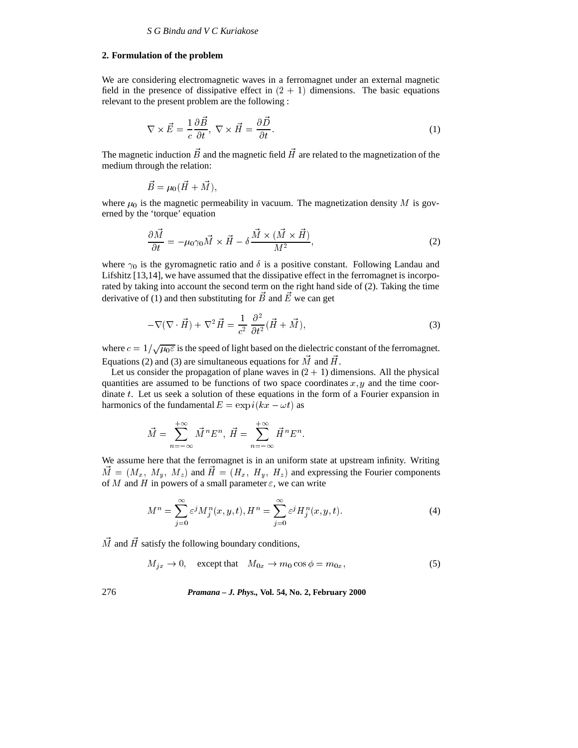## 2. Formulation of the problem

We are considering electromagnetic waves in a ferromagnet under an external magnetic field in the presence of dissipative effect in $(2+1)$ dimensions. The basic equations relevant to the present problem are the following :

$$\nabla \times \vec{E} = \frac{1}{c}\frac{\partial \vec{B}}{\partial t}, \ \nabla \times \vec{H} = \frac{\partial \vec{D}}{\partial t}. \tag{1}$$

The magnetic induction $\vec{B}$ and the magnetic field $\vec{H}$ are related to the magnetization of the medium through the relation:

$$\vec{B} = \mu_0(\vec{H} + \vec{M}),$$

where $\mu_0$ is the magnetic permeability in vacuum. The magnetization density $M$ is governed by the 'torque' equation

$$\frac{\partial \vec{M}}{\partial t} = -\mu_0\gamma_0 \vec{M} \times \vec{H} - \delta \frac{\vec{M} \times (\vec{M} \times \vec{H})}{M^2}, \tag{2}$$

where $\gamma_0$ is the gyromagnetic ratio and $\delta$ is a positive constant. Following Landau and Lifshitz [13,14], we have assumed that the dissipative effect in the ferromagnet is incorporated by taking into account the second term on the right hand side of (2). Taking the time derivative of (1) and then substituting for $\vec{B}$ and $\vec{E}$ we can get

$$-\nabla(\nabla \cdot \vec{H}) + \nabla^2 \vec{H} = \frac{1}{c^2}\frac{\partial^2}{\partial t^2}(\vec{H} + \vec{M}), \tag{3}$$

where $c = 1/\sqrt{\mu_0 \varepsilon}$ is the speed of light based on the dielectric constant of the ferromagnet. Equations (2) and (3) are simultaneous equations for $\vec{M}$ and $\vec{H}$.

Let us consider the propagation of plane waves in $(2+1)$ dimensions. All the physical quantities are assumed to be functions of two space coordinates $x, y$ and the time coordinate $t$. Let us seek a solution of these equations in the form of a Fourier expansion in harmonics of the fundamental $E = \exp i(kx - \omega t)$ as

$$\vec{M} = \sum_{n=-\infty}^{+\infty} \vec{M}^n E^n, \ \vec{H} = \sum_{n=-\infty}^{+\infty} \vec{H}^n E^n.$$

We assume here that the ferromagnet is in an uniform state at upstream infinity. Writing $\vec{M} = (M_x, \ M_y, \ M_z)$ and $\vec{H} = (H_x, \ H_y, \ H_z)$ and expressing the Fourier components of $M$ and $H$ in powers of a small parameter $\varepsilon$, we can write

$$M^n = \sum_{j=0}^{\infty} \varepsilon^j M_j^n(x,y,t), H^n = \sum_{j=0}^{\infty} \varepsilon^j H_j^n(x,y,t). \tag{4}$$

$\vec{M}$ and $\vec{H}$ satisfy the following boundary conditions,

$$M_{jx} \to 0, \quad \text{except that} \quad M_{0x} \to m_0 \cos\phi = m_{0x}, \tag{5}$$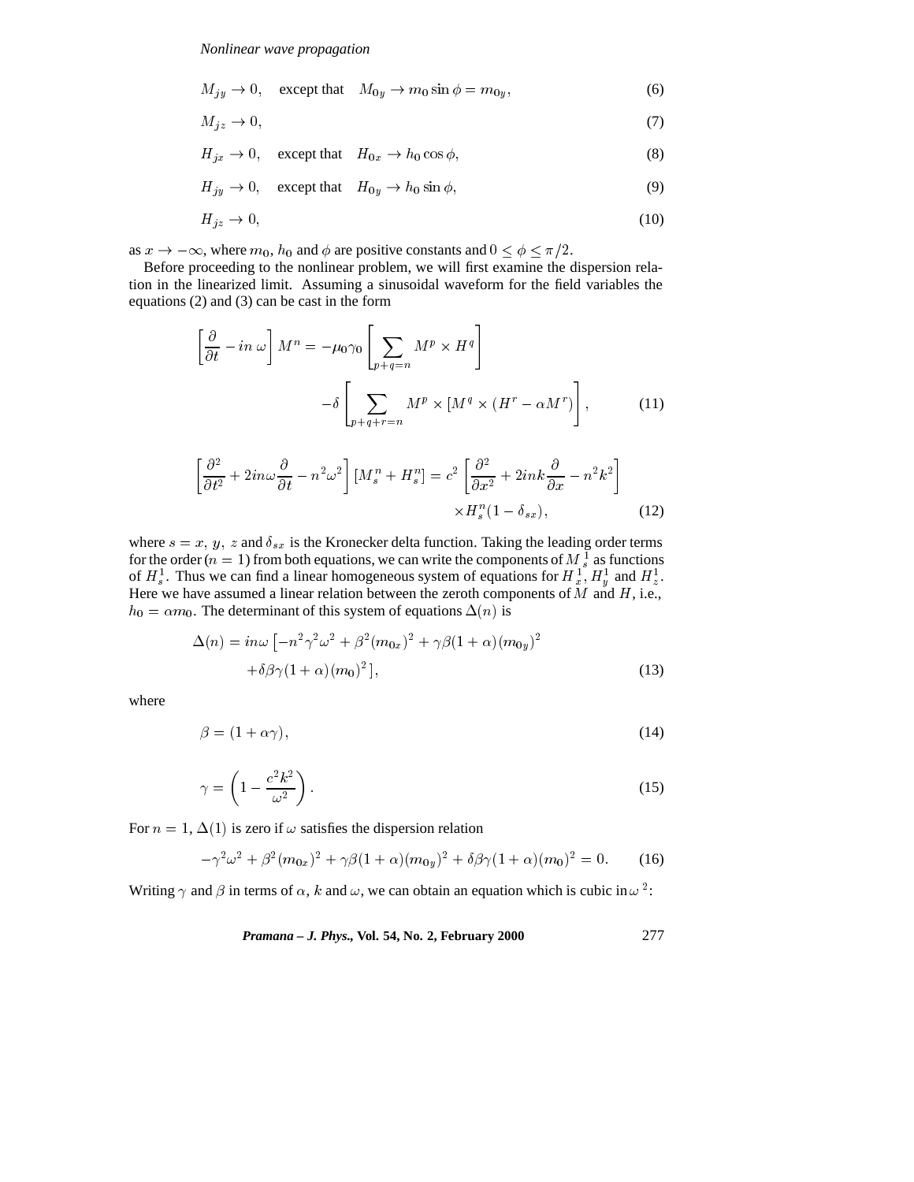$$M_{jy} \to 0, \quad \text{except that} \quad M_{0y} \to m_0 \sin\phi = m_{0y}, \tag{6}$$

$$M_{jz} \to 0, \tag{7}$$

$$H_{jx} \to 0, \quad \text{except that} \quad H_{0x} \to h_0 \cos\phi, \tag{8}$$

$$H_{jy} \to 0, \quad \text{except that} \quad H_{0y} \to h_0 \sin\phi, \tag{9}$$

$$H_{jz} \to 0, \tag{10}$$

as $x \to -\infty$, where $m_0$, $h_0$ and $\phi$ are positive constants and $0 \le \phi \le \pi/2$.

Before proceeding to the nonlinear problem, we will first examine the dispersion relation in the linearized limit. Assuming a sinusoidal waveform for the field variables the equations (2) and (3) can be cast in the form

$$\left[\frac{\partial}{\partial t} - in\,\omega\right] M^n = -\mu_0\gamma_0 \left[\sum_{p+q=n} M^p \times H^q\right] - \delta\left[\sum_{p+q+r=n} M^p \times \left[M^q \times (H^r - \alpha M^r)\right]\right], \tag{11}$$

$$\left[\frac{\partial^2}{\partial t^2} + 2in\omega\frac{\partial}{\partial t} - n^2\omega^2\right][M_s^n + H_s^n] = c^2\left[\frac{\partial^2}{\partial x^2} + 2ink\frac{\partial}{\partial x} - n^2k^2\right] \times H_s^n(1-\delta_{sx}), \tag{12}$$

where $s = x,\, y,\, z$ and $\delta_{sx}$ is the Kronecker delta function. Taking the leading order terms for the order ($n = 1$) from both equations, we can write the components of $M_s^1$ as functions of $H_s^1$. Thus we can find a linear homogeneous system of equations for $H_x^1$, $H_y^1$ and $H_z^1$. Here we have assumed a linear relation between the zeroth components of $M$ and $H$, i.e., $h_0 = \alpha m_0$. The determinant of this system of equations $\Delta(n)$ is

$$\Delta(n) = in\omega\left[-n^2\gamma^2\omega^2 + \beta^2(m_{0x})^2 + \gamma\beta(1+\alpha)(m_{0y})^2 + \delta\beta\gamma(1+\alpha)(m_0)^2\right], \tag{13}$$

where

$$\beta = (1 + \alpha\gamma), \tag{14}$$

$$\gamma = \left(1 - \frac{c^2k^2}{\omega^2}\right). \tag{15}$$

For $n = 1$, $\Delta(1)$ is zero if $\omega$ satisfies the dispersion relation

$$-\gamma^2\omega^2 + \beta^2(m_{0x})^2 + \gamma\beta(1+\alpha)(m_{0y})^2 + \delta\beta\gamma(1+\alpha)(m_0)^2 = 0. \tag{16}$$

Writing $\gamma$ and $\beta$ in terms of $\alpha$, $k$ and $\omega$, we can obtain an equation which is cubic in $\omega^2$: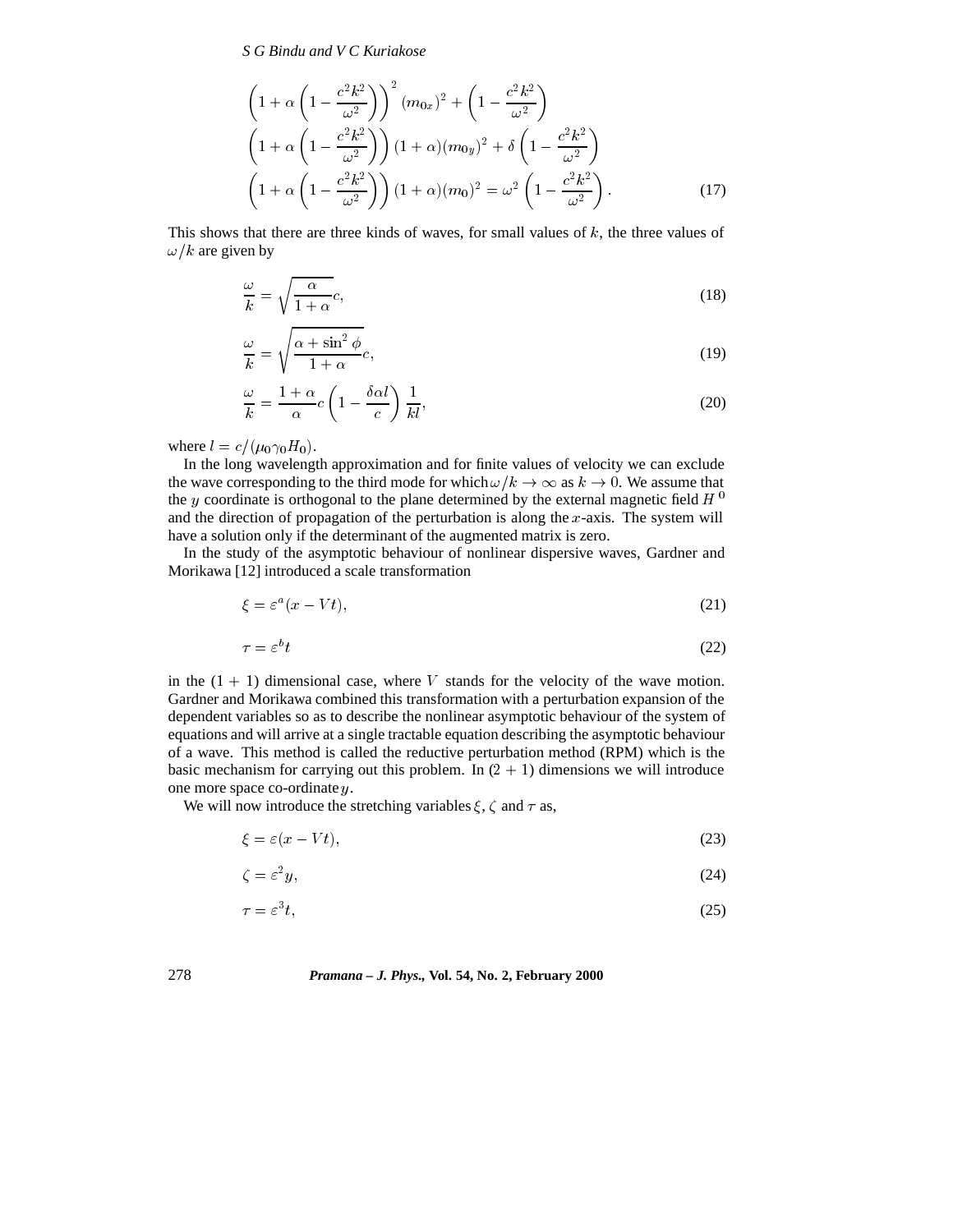$$\left(1+\alpha\left(1-\frac{c^2k^2}{\omega^2}\right)\right)^2 (m_{0x})^2 + \left(1-\frac{c^2k^2}{\omega^2}\right)$$
$$\left(1+\alpha\left(1-\frac{c^2k^2}{\omega^2}\right)\right)(1+\alpha)(m_{0y})^2 + \delta\left(1-\frac{c^2k^2}{\omega^2}\right)$$
$$\left(1+\alpha\left(1-\frac{c^2k^2}{\omega^2}\right)\right)(1+\alpha)(m_0)^2 = \omega^2\left(1-\frac{c^2k^2}{\omega^2}\right). \tag{17}$$

This shows that there are three kinds of waves, for small values of $k$, the three values of $\omega/k$ are given by

$$\frac{\omega}{k} = \sqrt{\frac{\alpha}{1+\alpha}}c, \tag{18}$$

$$\frac{\omega}{k} = \sqrt{\frac{\alpha+\sin^2\phi}{1+\alpha}}c, \tag{19}$$

$$\frac{\omega}{k} = \frac{1+\alpha}{\alpha}c\left(1-\frac{\delta\alpha l}{c}\right)\frac{1}{kl}, \tag{20}$$

where $l = c/(\mu_0\gamma_0 H_0)$.

In the long wavelength approximation and for finite values of velocity we can exclude the wave corresponding to the third mode for which $\omega/k \to \infty$ as $k \to 0$. We assume that the $y$ coordinate is orthogonal to the plane determined by the external magnetic field $H^0$ and the direction of propagation of the perturbation is along the $x$-axis. The system will have a solution only if the determinant of the augmented matrix is zero.

In the study of the asymptotic behaviour of nonlinear dispersive waves, Gardner and Morikawa [12] introduced a scale transformation

$$\xi = \varepsilon^a(x - Vt), \tag{21}$$

$$\tau = \varepsilon^b t \tag{22}$$

in the $(1+1)$ dimensional case, where $V$ stands for the velocity of the wave motion. Gardner and Morikawa combined this transformation with a perturbation expansion of the dependent variables so as to describe the nonlinear asymptotic behaviour of the system of equations and will arrive at a single tractable equation describing the asymptotic behaviour of a wave. This method is called the reductive perturbation method (RPM) which is the basic mechanism for carrying out this problem. In $(2+1)$ dimensions we will introduce one more space co-ordinate $y$.

We will now introduce the stretching variables $\xi$, $\zeta$ and $\tau$ as,

$$\xi = \varepsilon(x - Vt), \tag{23}$$

$$\zeta = \varepsilon^2 y, \tag{24}$$

$$\tau = \varepsilon^3 t, \tag{25}$$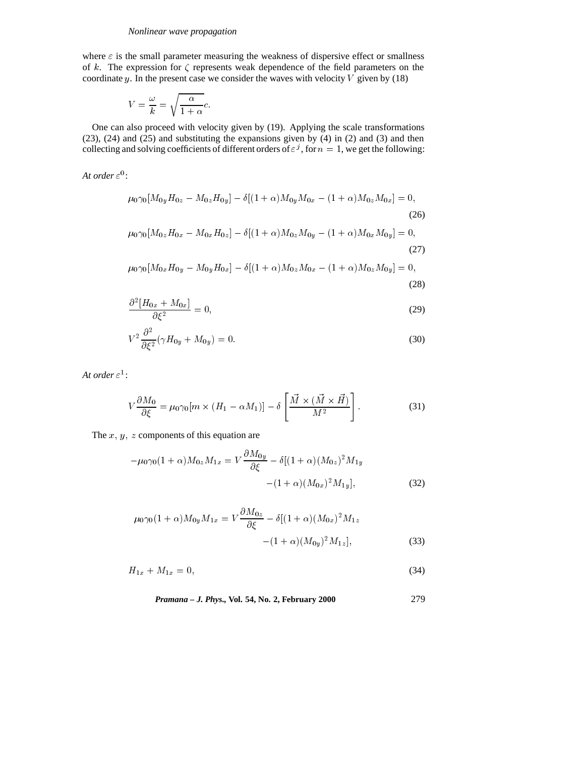where $\varepsilon$ is the small parameter measuring the weakness of dispersive effect or smallness of $k$. The expression for $\zeta$ represents weak dependence of the field parameters on the coordinate $y$. In the present case we consider the waves with velocity $V$ given by (18)

$$V = \frac{\omega}{k} = \sqrt{\frac{\alpha}{1+\alpha}}c.$$

One can also proceed with velocity given by (19). Applying the scale transformations (23), (24) and (25) and substituting the expansions given by (4) in (2) and (3) and then collecting and solving coefficients of different orders of $\varepsilon^j$, for $n = 1$, we get the following:

*At order* $\varepsilon^0$:

$$\mu_0\gamma_0[M_{0y}H_{0z} - M_{0z}H_{0y}] - \delta[(1+\alpha)M_{0y}M_{0x} - (1+\alpha)M_{0z}M_{0x}] = 0, \tag{26}$$

$$\mu_0\gamma_0[M_{0z}H_{0x} - M_{0x}H_{0z}] - \delta[(1+\alpha)M_{0z}M_{0y} - (1+\alpha)M_{0x}M_{0y}] = 0, \tag{27}$$

$$\mu_0\gamma_0[M_{0x}H_{0y} - M_{0y}H_{0x}] - \delta[(1+\alpha)M_{0z}M_{0x} - (1+\alpha)M_{0z}M_{0y}] = 0, \tag{28}$$

$$\frac{\partial^2[H_{0x} + M_{0x}]}{\partial\xi^2} = 0, \tag{29}$$

$$V^2\frac{\partial^2}{\partial\xi^2}(\gamma H_{0y} + M_{0y}) = 0. \tag{30}$$

*At order* $\varepsilon^1$:

$$V\frac{\partial M_0}{\partial\xi} = \mu_0\gamma_0[m \times (H_1 - \alpha M_1)] - \delta\left[\frac{\vec{M}\times(\vec{M}\times\vec{H})}{M^2}\right]. \tag{31}$$

The $x,\ y,\ z$ components of this equation are

$$-\mu_0\gamma_0(1+\alpha)M_{0z}M_{1x} = V\frac{\partial M_{0y}}{\partial\xi} - \delta[(1+\alpha)(M_{0z})^2M_{1y} - (1+\alpha)(M_{0x})^2M_{1y}], \tag{32}$$

$$\mu_0\gamma_0(1+\alpha)M_{0y}M_{1x} = V\frac{\partial M_{0z}}{\partial\xi} - \delta[(1+\alpha)(M_{0x})^2M_{1z} - (1+\alpha)(M_{0y})^2M_{1z}], \tag{33}$$

$$H_{1x} + M_{1x} = 0, \tag{34}$$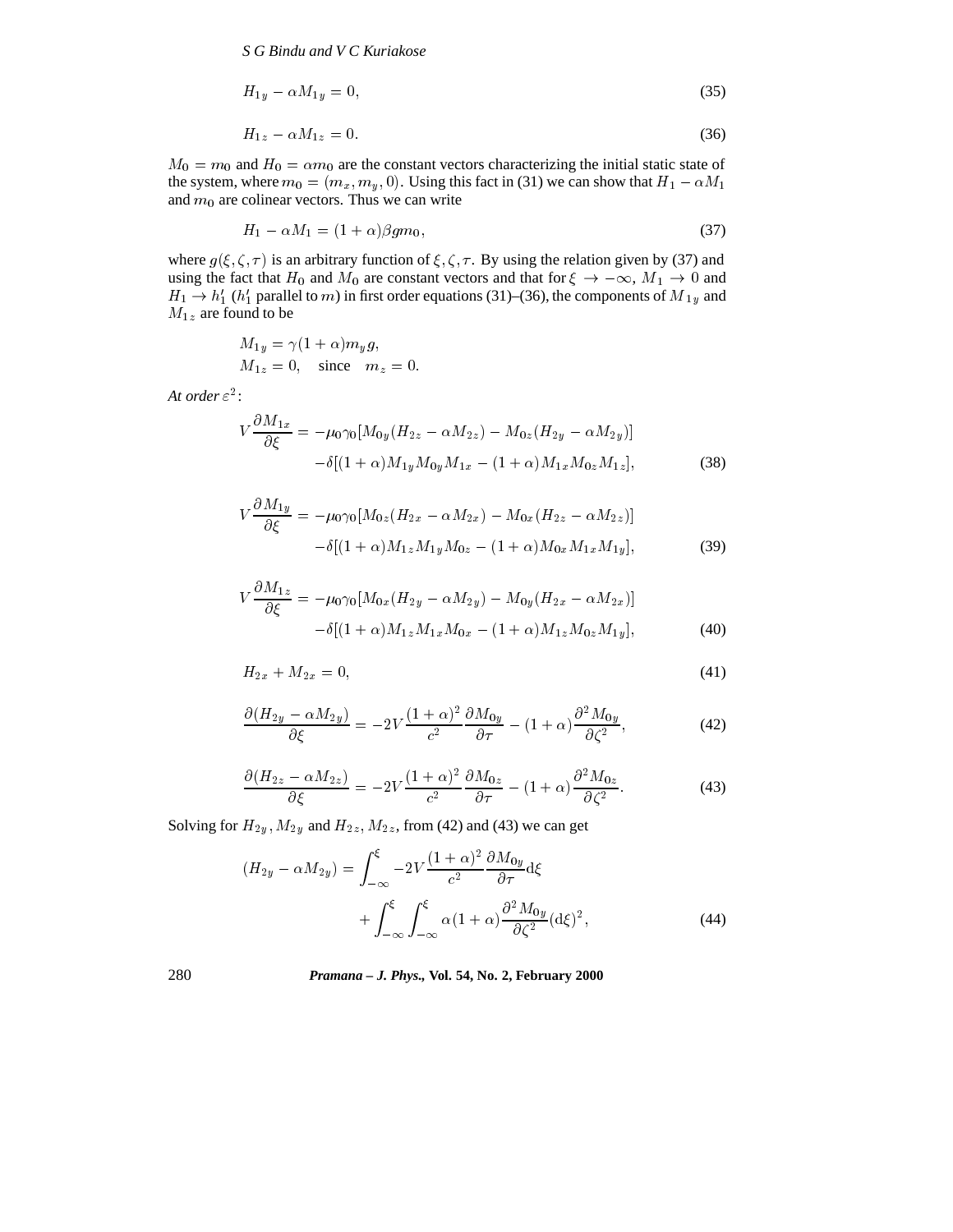$$H_{1y} - \alpha M_{1y} = 0, \tag{35}$$

$$H_{1z} - \alpha M_{1z} = 0. \tag{36}$$

$M_0 = m_0$ and $H_0 = \alpha m_0$ are the constant vectors characterizing the initial static state of the system, where $m_0 = (m_x, m_y, 0)$. Using this fact in (31) we can show that $H_1 - \alpha M_1$ and $m_0$ are colinear vectors. Thus we can write

$$H_1 - \alpha M_1 = (1+\alpha)\beta g m_0, \tag{37}$$

where $g(\xi, \zeta, \tau)$ is an arbitrary function of $\xi, \zeta, \tau$. By using the relation given by (37) and using the fact that $H_0$ and $M_0$ are constant vectors and that for $\xi \to -\infty$, $M_1 \to 0$ and $H_1 \to h_1'$ ($h_1'$ parallel to $m$) in first order equations (31)–(36), the components of $M_{1y}$ and $M_{1z}$ are found to be

$$M_{1y} = \gamma(1+\alpha)m_y g,$$
$$M_{1z} = 0, \quad \text{since} \quad m_z = 0.$$

*At order* $\varepsilon^2$:

$$V\frac{\partial M_{1x}}{\partial \xi} = -\mu_0\gamma_0[M_{0y}(H_{2z} - \alpha M_{2z}) - M_{0z}(H_{2y} - \alpha M_{2y})] \\ -\delta[(1+\alpha)M_{1y}M_{0y}M_{1x} - (1+\alpha)M_{1x}M_{0z}M_{1z}], \tag{38}$$

$$V\frac{\partial M_{1y}}{\partial \xi} = -\mu_0\gamma_0[M_{0z}(H_{2x} - \alpha M_{2x}) - M_{0x}(H_{2z} - \alpha M_{2z})] \\ -\delta[(1+\alpha)M_{1z}M_{1y}M_{0z} - (1+\alpha)M_{0x}M_{1x}M_{1y}], \tag{39}$$

$$V\frac{\partial M_{1z}}{\partial \xi} = -\mu_0\gamma_0[M_{0x}(H_{2y} - \alpha M_{2y}) - M_{0y}(H_{2x} - \alpha M_{2x})] \\ -\delta[(1+\alpha)M_{1z}M_{1x}M_{0x} - (1+\alpha)M_{1z}M_{0z}M_{1y}], \tag{40}$$

$$H_{2x} + M_{2x} = 0, \tag{41}$$

$$\frac{\partial(H_{2y} - \alpha M_{2y})}{\partial \xi} = -2V\frac{(1+\alpha)^2}{c^2}\frac{\partial M_{0y}}{\partial \tau} - (1+\alpha)\frac{\partial^2 M_{0y}}{\partial \zeta^2}, \tag{42}$$

$$\frac{\partial(H_{2z} - \alpha M_{2z})}{\partial \xi} = -2V\frac{(1+\alpha)^2}{c^2}\frac{\partial M_{0z}}{\partial \tau} - (1+\alpha)\frac{\partial^2 M_{0z}}{\partial \zeta^2}. \tag{43}$$

Solving for $H_{2y}, M_{2y}$ and $H_{2z}, M_{2z}$, from (42) and (43) we can get

$$(H_{2y} - \alpha M_{2y}) = \int_{-\infty}^{\xi} -2V\frac{(1+\alpha)^2}{c^2}\frac{\partial M_{0y}}{\partial \tau}\mathrm{d}\xi \\ + \int_{-\infty}^{\xi}\int_{-\infty}^{\xi} \alpha(1+\alpha)\frac{\partial^2 M_{0y}}{\partial \zeta^2}(\mathrm{d}\xi)^2, \tag{44}$$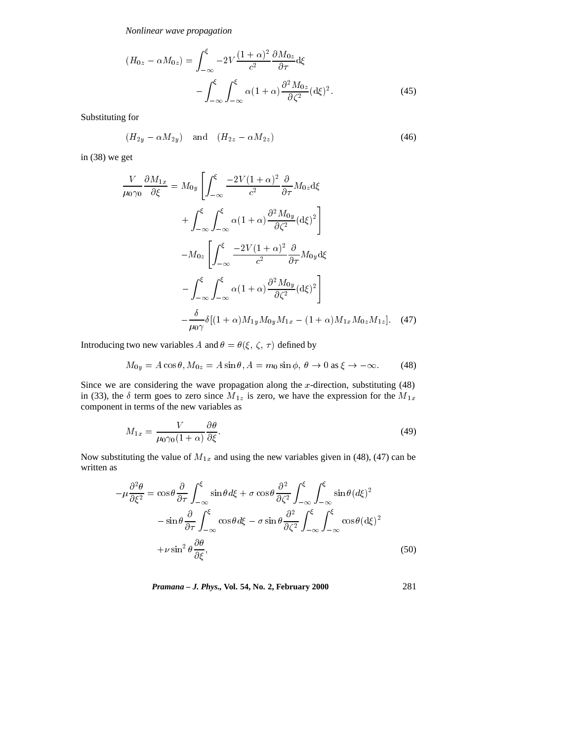$$(H_{0z} - \alpha M_{0z}) = \int_{-\infty}^{\xi} -2V \frac{(1+\alpha)^2}{c^2} \frac{\partial M_{0z}}{\partial \tau} \mathrm{d}\xi$$
$$- \int_{-\infty}^{\xi} \int_{-\infty}^{\xi} \alpha(1+\alpha) \frac{\partial^2 M_{0z}}{\partial \zeta^2} (\mathrm{d}\xi)^2. \tag{45}$$

Substituting for

$$(H_{2y} - \alpha M_{2y}) \quad \text{and} \quad (H_{2z} - \alpha M_{2z}) \tag{46}$$

in (38) we get

$$\frac{V}{\mu_0 \gamma_0} \frac{\partial M_{1x}}{\partial \xi} = M_{0y} \left[ \int_{-\infty}^{\xi} \frac{-2V(1+\alpha)^2}{c^2} \frac{\partial}{\partial \tau} M_{0z} \mathrm{d}\xi \right.$$
$$\left. + \int_{-\infty}^{\xi} \int_{-\infty}^{\xi} \alpha(1+\alpha) \frac{\partial^2 M_{0y}}{\partial \zeta^2} (\mathrm{d}\xi)^2 \right]$$
$$- M_{0z} \left[ \int_{-\infty}^{\xi} \frac{-2V(1+\alpha)^2}{c^2} \frac{\partial}{\partial \tau} M_{0y} \mathrm{d}\xi \right.$$
$$\left. - \int_{-\infty}^{\xi} \int_{-\infty}^{\xi} \alpha(1+\alpha) \frac{\partial^2 M_{0y}}{\partial \zeta^2} (\mathrm{d}\xi)^2 \right]$$
$$- \frac{\delta}{\mu_0 \gamma} \delta [(1+\alpha) M_{1y} M_{0y} M_{1x} - (1+\alpha) M_{1x} M_{0z} M_{1z}]. \tag{47}$$

Introducing two new variables $A$ and $\theta = \theta(\xi, \zeta, \tau)$ defined by

$$M_{0y} = A \cos\theta, M_{0z} = A \sin\theta, A = m_0 \sin\phi, \ \theta \to 0 \text{ as } \xi \to -\infty. \tag{48}$$

Since we are considering the wave propagation along the $x$-direction, substituting (48) in (33), the $\delta$ term goes to zero since $M_{1z}$ is zero, we have the expression for the $M_{1x}$ component in terms of the new variables as

$$M_{1x} = \frac{V}{\mu_0 \gamma_0 (1+\alpha)} \frac{\partial \theta}{\partial \xi}. \tag{49}$$

Now substituting the value of $M_{1x}$ and using the new variables given in (48), (47) can be written as

$$-\mu \frac{\partial^2 \theta}{\partial \xi^2} = \cos\theta \frac{\partial}{\partial \tau} \int_{-\infty}^{\xi} \sin\theta \, d\xi + \sigma \cos\theta \frac{\partial^2}{\partial \zeta^2} \int_{-\infty}^{\xi} \int_{-\infty}^{\xi} \sin\theta (d\xi)^2$$
$$- \sin\theta \frac{\partial}{\partial \tau} \int_{-\infty}^{\xi} \cos\theta \, d\xi - \sigma \sin\theta \frac{\partial^2}{\partial \zeta^2} \int_{-\infty}^{\xi} \int_{-\infty}^{\xi} \cos\theta (\mathrm{d}\xi)^2$$
$$+ \nu \sin^2\theta \frac{\partial \theta}{\partial \xi}, \tag{50}$$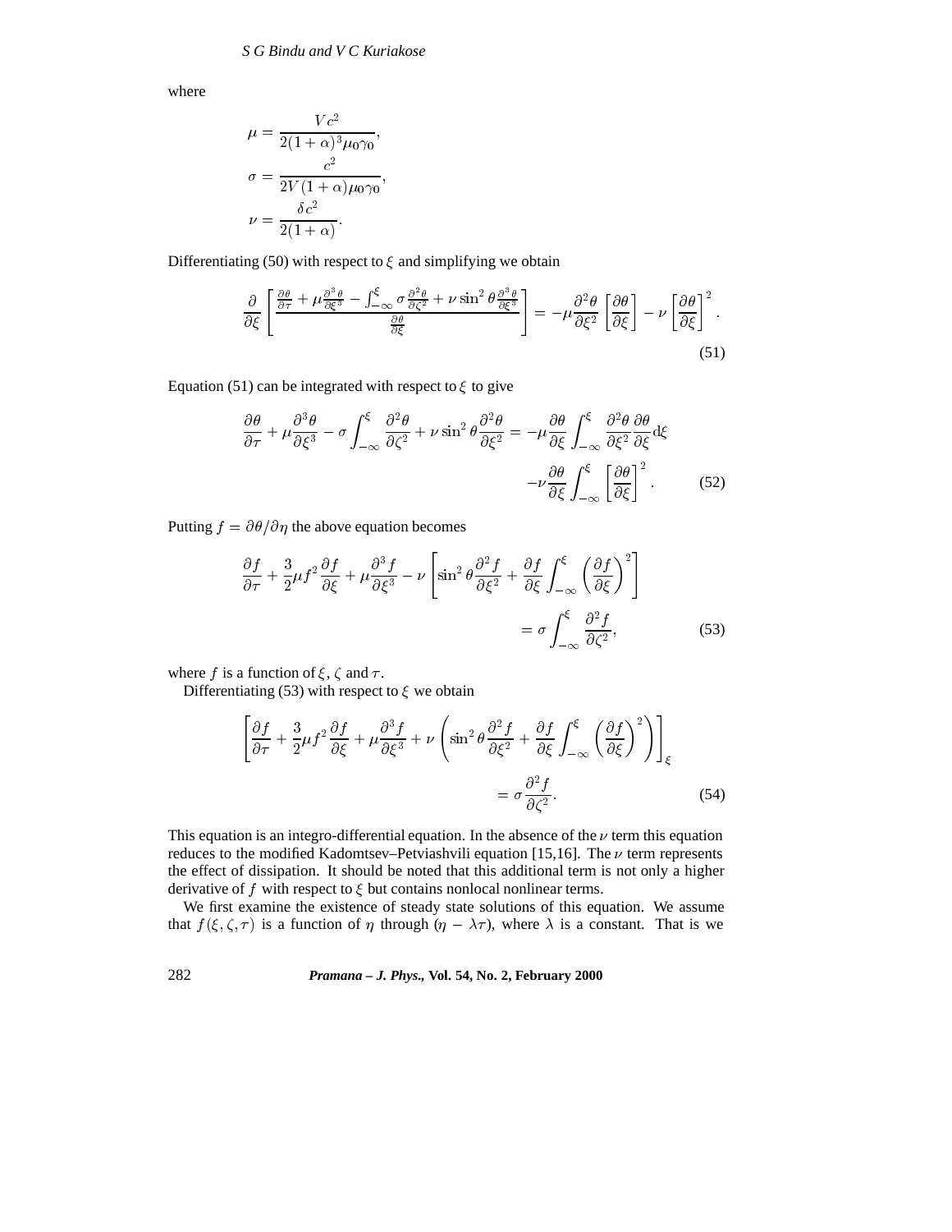where

$$\mu = \frac{Vc^2}{2(1+\alpha)^3\mu_0\gamma_0},$$
$$\sigma = \frac{c^2}{2V(1+\alpha)\mu_0\gamma_0},$$
$$\nu = \frac{\delta c^2}{2(1+\alpha)}.$$

Differentiating (50) with respect to $\xi$ and simplifying we obtain

$$\frac{\partial}{\partial \xi}\left[\frac{\frac{\partial\theta}{\partial\tau} + \mu\frac{\partial^3\theta}{\partial\xi^3} - \int_{-\infty}^{\xi}\sigma\frac{\partial^2\theta}{\partial\zeta^2} + \nu\sin^2\theta\frac{\partial^3\theta}{\partial\xi^3}}{\frac{\partial\theta}{\partial\xi}}\right] = -\mu\frac{\partial^2\theta}{\partial\xi^2}\left[\frac{\partial\theta}{\partial\xi}\right] - \nu\left[\frac{\partial\theta}{\partial\xi}\right]^2. \tag{51}$$

Equation (51) can be integrated with respect to $\xi$ to give

$$\frac{\partial\theta}{\partial\tau} + \mu\frac{\partial^3\theta}{\partial\xi^3} - \sigma\int_{-\infty}^{\xi}\frac{\partial^2\theta}{\partial\zeta^2} + \nu\sin^2\theta\frac{\partial^2\theta}{\partial\xi^2} = -\mu\frac{\partial\theta}{\partial\xi}\int_{-\infty}^{\xi}\frac{\partial^2\theta}{\partial\xi^2}\frac{\partial\theta}{\partial\xi}\mathrm{d}\xi - \nu\frac{\partial\theta}{\partial\xi}\int_{-\infty}^{\xi}\left[\frac{\partial\theta}{\partial\xi}\right]^2. \tag{52}$$

Putting $f = \partial\theta/\partial\eta$ the above equation becomes

$$\frac{\partial f}{\partial\tau} + \frac{3}{2}\mu f^2\frac{\partial f}{\partial\xi} + \mu\frac{\partial^3 f}{\partial\xi^3} - \nu\left[\sin^2\theta\frac{\partial^2 f}{\partial\xi^2} + \frac{\partial f}{\partial\xi}\int_{-\infty}^{\xi}\left(\frac{\partial f}{\partial\xi}\right)^2\right] = \sigma\int_{-\infty}^{\xi}\frac{\partial^2 f}{\partial\zeta^2}, \tag{53}$$

where $f$ is a function of $\xi$, $\zeta$ and $\tau$.

Differentiating (53) with respect to $\xi$ we obtain

$$\left[\frac{\partial f}{\partial\tau} + \frac{3}{2}\mu f^2\frac{\partial f}{\partial\xi} + \mu\frac{\partial^3 f}{\partial\xi^3} + \nu\left(\sin^2\theta\frac{\partial^2 f}{\partial\xi^2} + \frac{\partial f}{\partial\xi}\int_{-\infty}^{\xi}\left(\frac{\partial f}{\partial\xi}\right)^2\right)\right]_{\xi} = \sigma\frac{\partial^2 f}{\partial\zeta^2}. \tag{54}$$

This equation is an integro-differential equation. In the absence of the $\nu$ term this equation reduces to the modified Kadomtsev–Petviashvili equation [15,16]. The $\nu$ term represents the effect of dissipation. It should be noted that this additional term is not only a higher derivative of $f$ with respect to $\xi$ but contains nonlocal nonlinear terms.

We first examine the existence of steady state solutions of this equation. We assume that $f(\xi, \zeta, \tau)$ is a function of $\eta$ through $(\eta - \lambda\tau)$, where $\lambda$ is a constant. That is we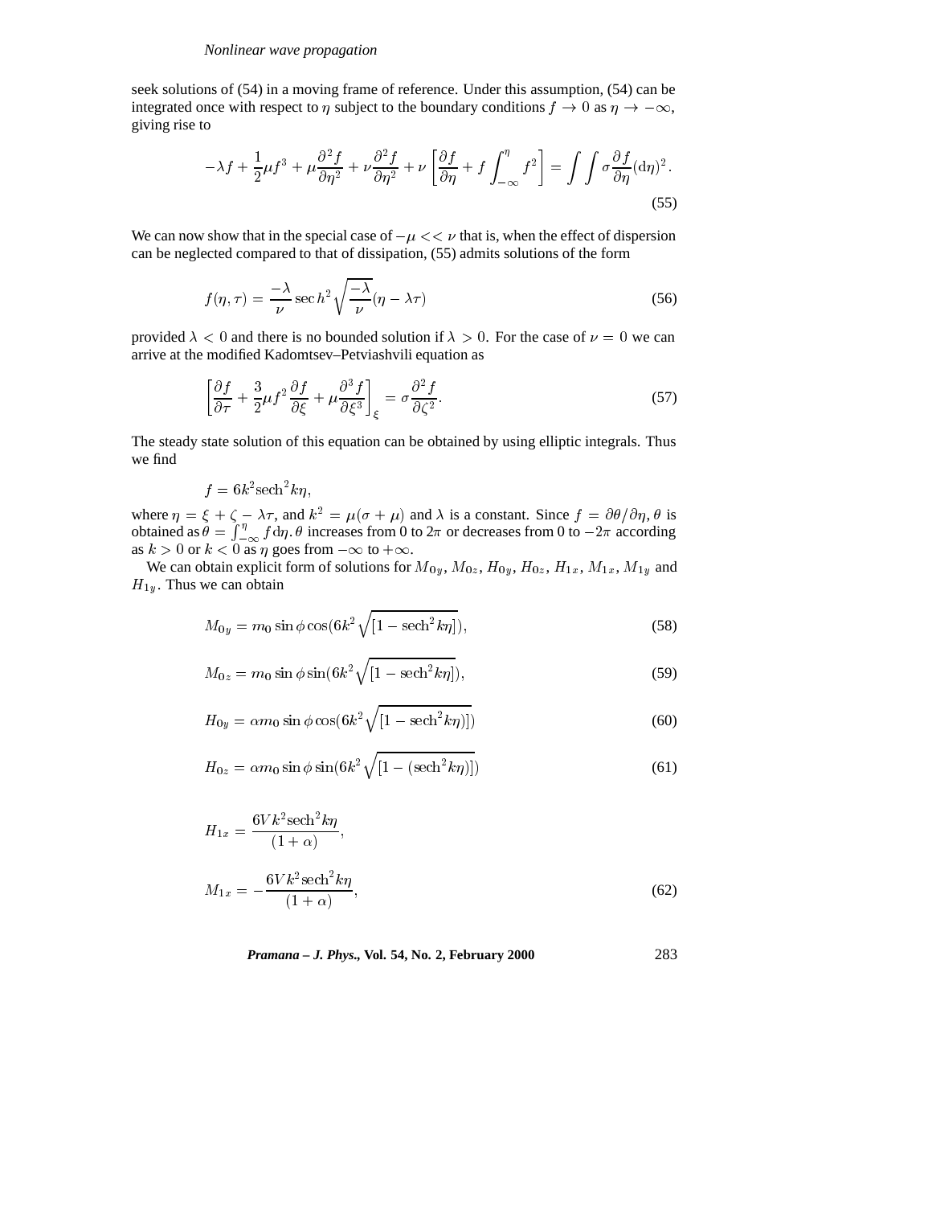seek solutions of (54) in a moving frame of reference. Under this assumption, (54) can be integrated once with respect to $\eta$ subject to the boundary conditions $f \to 0$ as $\eta \to -\infty$, giving rise to

$$-\lambda f + \frac{1}{2}\mu f^3 + \mu \frac{\partial^2 f}{\partial \eta^2} + \nu \frac{\partial^2 f}{\partial \eta^2} + \nu \left[\frac{\partial f}{\partial \eta} + f \int_{-\infty}^{\eta} f^2\right] = \int\int \sigma \frac{\partial f}{\partial \eta} (\mathrm{d}\eta)^2. \tag{55}$$

We can now show that in the special case of $-\mu << \nu$ that is, when the effect of dispersion can be neglected compared to that of dissipation, (55) admits solutions of the form

$$f(\eta, \tau) = \frac{-\lambda}{\nu} \sec h^2 \sqrt{\frac{-\lambda}{\nu}} (\eta - \lambda\tau) \tag{56}$$

provided $\lambda < 0$ and there is no bounded solution if $\lambda > 0$. For the case of $\nu = 0$ we can arrive at the modified Kadomtsev–Petviashvili equation as

$$\left[\frac{\partial f}{\partial \tau} + \frac{3}{2}\mu f^2 \frac{\partial f}{\partial \xi} + \mu \frac{\partial^3 f}{\partial \xi^3}\right]_{\xi} = \sigma \frac{\partial^2 f}{\partial \zeta^2}. \tag{57}$$

The steady state solution of this equation can be obtained by using elliptic integrals. Thus we find

$$f = 6k^2 \mathrm{sech}^2 k\eta,$$

where $\eta = \xi + \zeta - \lambda\tau$, and $k^2 = \mu(\sigma + \mu)$ and $\lambda$ is a constant. Since $f = \partial\theta/\partial\eta, \theta$ is obtained as $\theta = \int_{-\infty}^{\eta} f \mathrm{d}\eta. \theta$ increases from 0 to $2\pi$ or decreases from 0 to $-2\pi$ according as $k > 0$ or $k < 0$ as $\eta$ goes from $-\infty$ to $+\infty$.

We can obtain explicit form of solutions for $M_{0y}$, $M_{0z}$, $H_{0y}$, $H_{0z}$, $H_{1x}$, $M_{1x}$, $M_{1y}$ and $H_{1y}$. Thus we can obtain

$$M_{0y} = m_0 \sin\phi \cos(6k^2 \sqrt{[1 - \mathrm{sech}^2 k\eta]}), \tag{58}$$

$$M_{0z} = m_0 \sin\phi \sin(6k^2 \sqrt{[1 - \mathrm{sech}^2 k\eta]}), \tag{59}$$

$$H_{0y} = \alpha m_0 \sin\phi \cos(6k^2 \sqrt{[1 - \mathrm{sech}^2 k\eta)]}) \tag{60}$$

$$H_{0z} = \alpha m_0 \sin\phi \sin(6k^2 \sqrt{[1 - (\mathrm{sech}^2 k\eta)]}) \tag{61}$$

$$H_{1x} = \frac{6Vk^2 \mathrm{sech}^2 k\eta}{(1 + \alpha)},$$

$$M_{1x} = -\frac{6Vk^2 \mathrm{sech}^2 k\eta}{(1 + \alpha)}, \tag{62}$$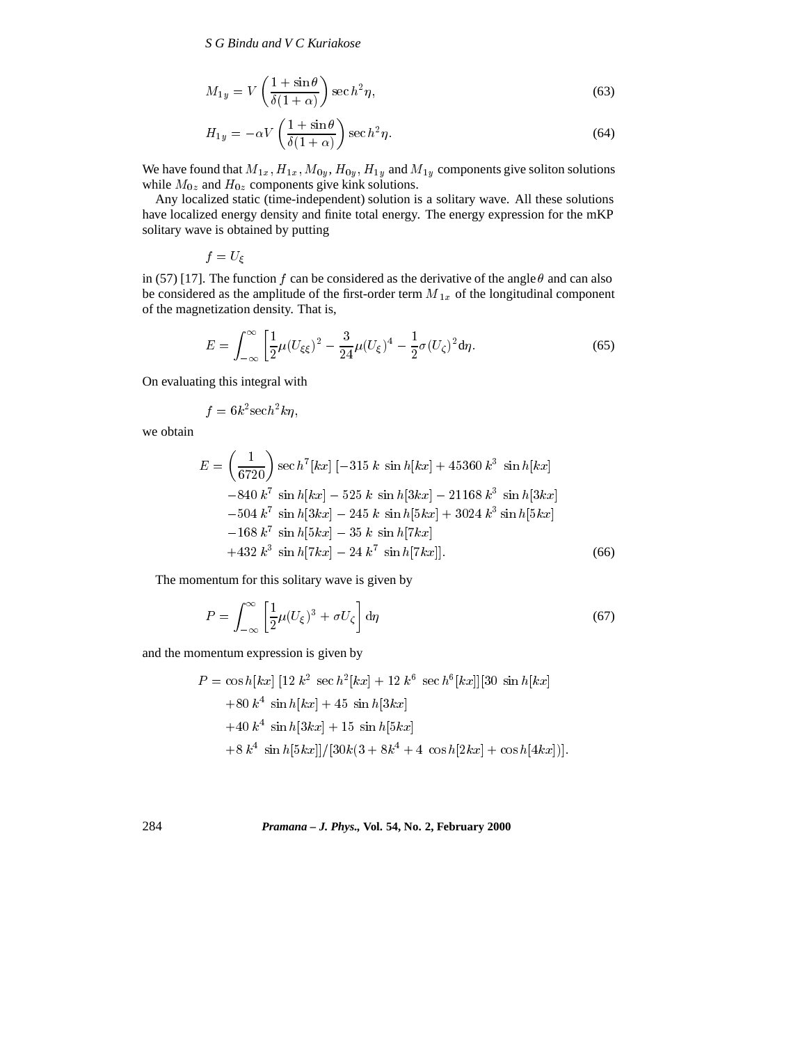$$M_{1y} = V\left(\frac{1+\sin\theta}{\delta(1+\alpha)}\right)\sec h^2\eta, \tag{63}$$

$$H_{1y} = -\alpha V\left(\frac{1+\sin\theta}{\delta(1+\alpha)}\right)\sec h^2\eta. \tag{64}$$

We have found that $M_{1x}, H_{1x}, M_{0y}, H_{0y}, H_{1y}$ and $M_{1y}$ components give soliton solutions while $M_{0z}$ and $H_{0z}$ components give kink solutions.

Any localized static (time-independent) solution is a solitary wave. All these solutions have localized energy density and finite total energy. The energy expression for the mKP solitary wave is obtained by putting

$$f = U_\xi$$

in (57) [17]. The function $f$ can be considered as the derivative of the angle $\theta$ and can also be considered as the amplitude of the first-order term $M_{1x}$ of the longitudinal component of the magnetization density. That is,

$$E = \int_{-\infty}^{\infty}\left[\frac{1}{2}\mu(U_{\xi\xi})^2 - \frac{3}{24}\mu(U_\xi)^4 - \frac{1}{2}\sigma(U_\zeta)^2\mathrm{d}\eta.\right. \tag{65}$$

On evaluating this integral with

$$f = 6k^2\mathrm{sech}^2k\eta,$$

we obtain

$$\begin{aligned}
E = \left(\frac{1}{6720}\right)\sec h^7[kx]\,[&-315\,k\ \sin h[kx] + 45360\,k^3\ \sin h[kx] \\
&-840\,k^7\ \sin h[kx] - 525\,k\ \sin h[3kx] - 21168\,k^3\ \sin h[3kx] \\
&-504\,k^7\ \sin h[3kx] - 245\,k\ \sin h[5kx] + 3024\,k^3 \sin h[5kx] \\
&-168\,k^7\ \sin h[5kx] - 35\,k\ \sin h[7kx] \\
&+432\,k^3\ \sin h[7kx] - 24\,k^7\ \sin h[7kx]].
\end{aligned} \tag{66}$$

The momentum for this solitary wave is given by

$$P = \int_{-\infty}^{\infty}\left[\frac{1}{2}\mu(U_\xi)^3 + \sigma U_\zeta\right]\mathrm{d}\eta \tag{67}$$

and the momentum expression is given by

$$\begin{aligned}
P = \cos h[kx]\,[12\,k^2\ \sec h^2[kx] + 12\,k^6\ \sec h^6[kx]][&30\ \sin h[kx] \\
&+80\,k^4\ \sin h[kx] + 45\ \sin h[3kx] \\
&+40\,k^4\ \sin h[3kx] + 15\ \sin h[5kx] \\
&+8\,k^4\ \sin h[5kx]]/[30k(3 + 8k^4 + 4\ \cos h[2kx] + \cos h[4kx])].
\end{aligned}$$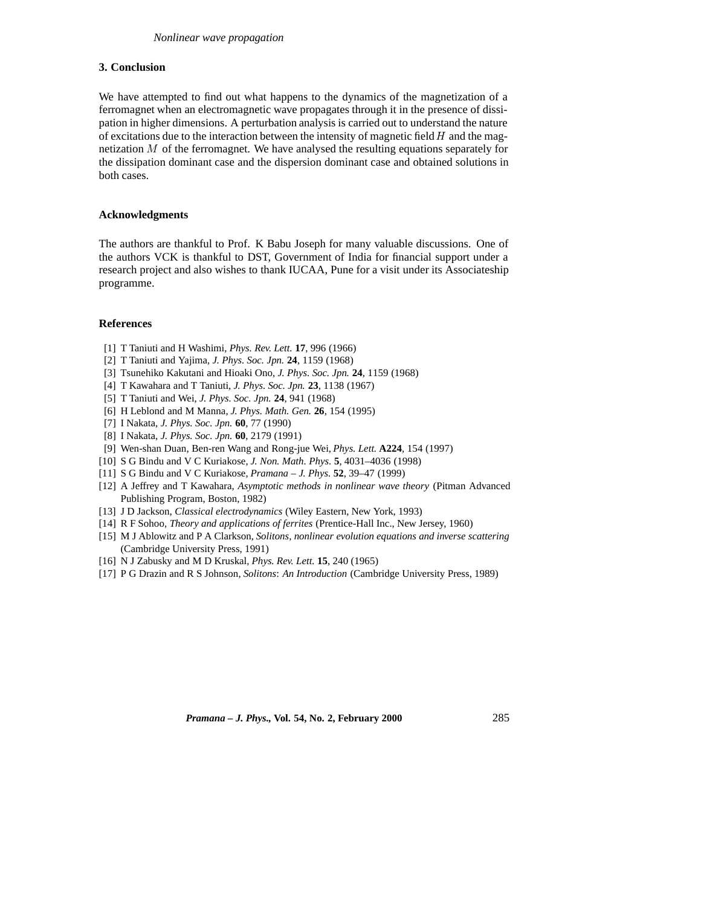## 3. Conclusion

We have attempted to find out what happens to the dynamics of the magnetization of a ferromagnet when an electromagnetic wave propagates through it in the presence of dissipation in higher dimensions. A perturbation analysis is carried out to understand the nature of excitations due to the interaction between the intensity of magnetic field $H$ and the magnetization $M$ of the ferromagnet. We have analysed the resulting equations separately for the dissipation dominant case and the dispersion dominant case and obtained solutions in both cases.

### Acknowledgments

The authors are thankful to Prof. K Babu Joseph for many valuable discussions. One of the authors VCK is thankful to DST, Government of India for financial support under a research project and also wishes to thank IUCAA, Pune for a visit under its Associateship programme.

### References

[1] T Taniuti and H Washimi, *Phys. Rev. Lett.* **17**, 996 (1966)
[2] T Taniuti and Yajima, *J. Phys. Soc. Jpn.* **24**, 1159 (1968)
[3] Tsunehiko Kakutani and Hioaki Ono, *J. Phys. Soc. Jpn.* **24**, 1159 (1968)
[4] T Kawahara and T Taniuti, *J. Phys. Soc. Jpn.* **23**, 1138 (1967)
[5] T Taniuti and Wei, *J. Phys. Soc. Jpn.* **24**, 941 (1968)
[6] H Leblond and M Manna, *J. Phys. Math. Gen.* **26**, 154 (1995)
[7] I Nakata, *J. Phys. Soc. Jpn.* **60**, 77 (1990)
[8] I Nakata, *J. Phys. Soc. Jpn.* **60**, 2179 (1991)
[9] Wen-shan Duan, Ben-ren Wang and Rong-jue Wei, *Phys. Lett.* **A224**, 154 (1997)
[10] S G Bindu and V C Kuriakose, *J. Non. Math. Phys.* **5**, 4031–4036 (1998)
[11] S G Bindu and V C Kuriakose, *Pramana – J. Phys.* **52**, 39–47 (1999)
[12] A Jeffrey and T Kawahara, *Asymptotic methods in nonlinear wave theory* (Pitman Advanced Publishing Program, Boston, 1982)
[13] J D Jackson, *Classical electrodynamics* (Wiley Eastern, New York, 1993)
[14] R F Sohoo, *Theory and applications of ferrites* (Prentice-Hall Inc., New Jersey, 1960)
[15] M J Ablowitz and P A Clarkson, *Solitons, nonlinear evolution equations and inverse scattering* (Cambridge University Press, 1991)
[16] N J Zabusky and M D Kruskal, *Phys. Rev. Lett.* **15**, 240 (1965)
[17] P G Drazin and R S Johnson, *Solitons*: *An Introduction* (Cambridge University Press, 1989)